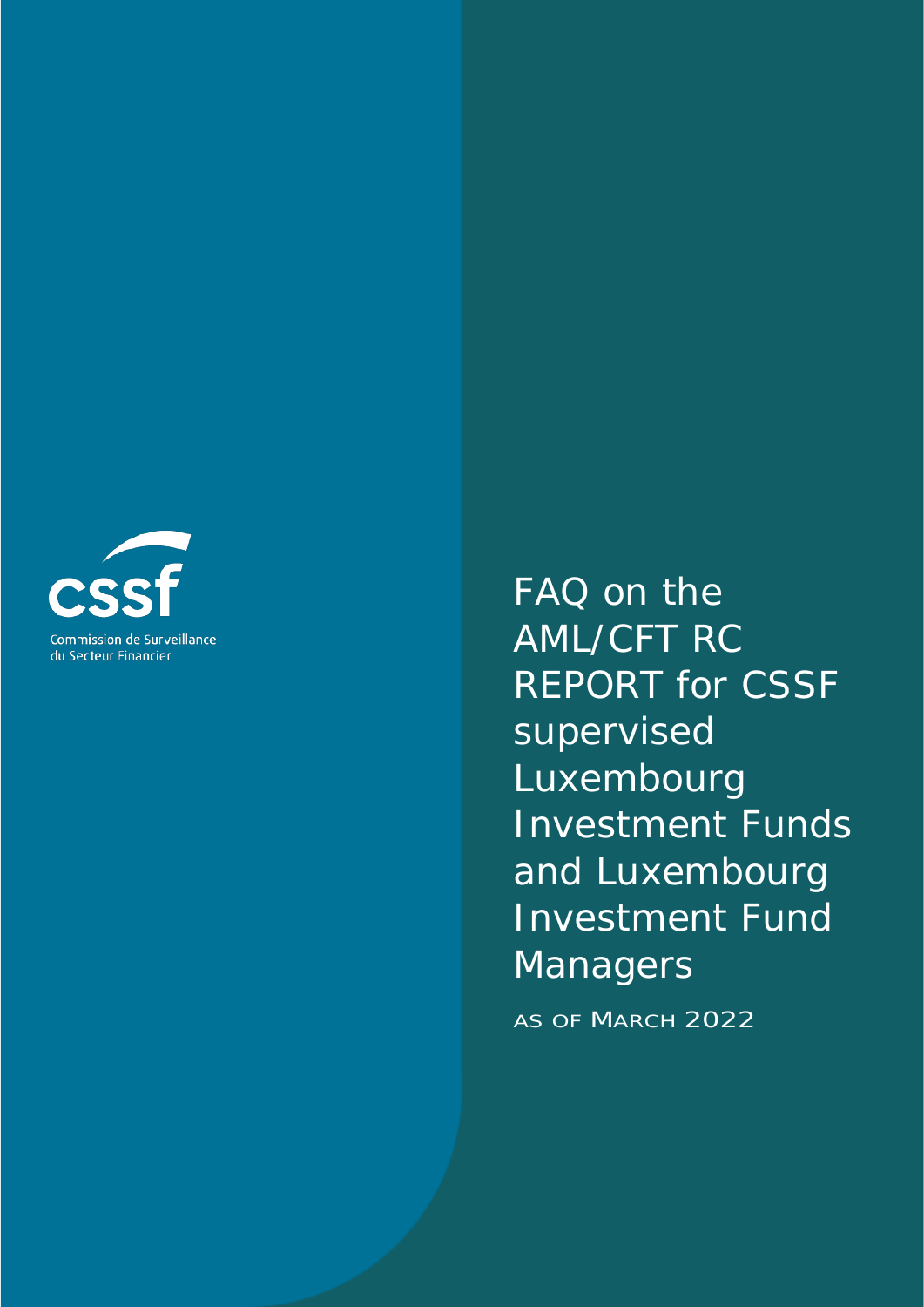cssf

Commission de Surveillance du Secteur Financier

# FAQ on the AML/CFT RC REPORT for CSSF supervised Luxembourg Investment Funds and Luxembourg Investment Fund Managers

AS OF MARCH 2022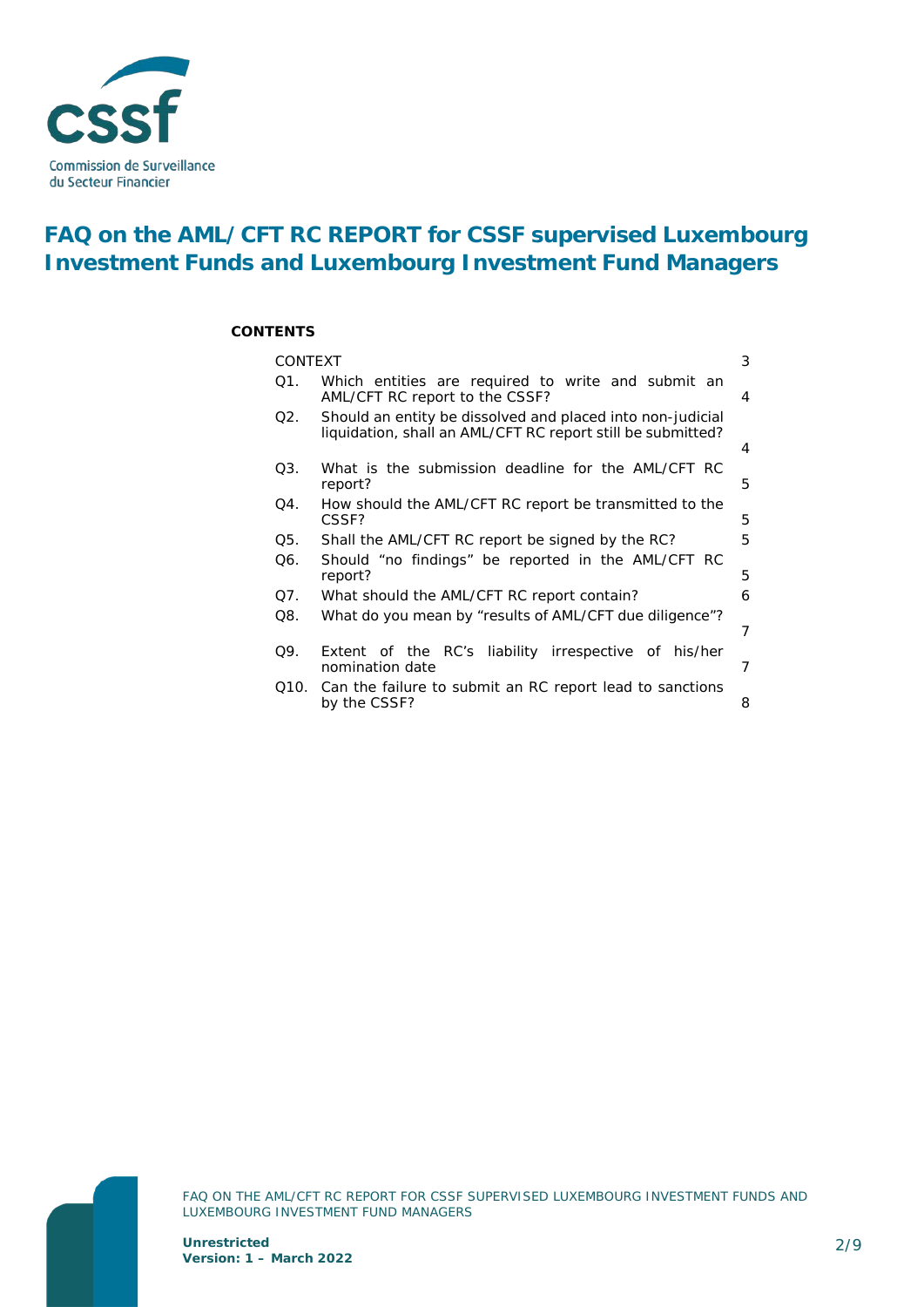# FAQ on the AML/CFT RC REPORT for CSSF supervised Luxembourg Investment Funds and Luxembourg Investment Fund Managers

**CONTENTS**

| | | |
|---|---|---|
| CONTEXT | | 3 |
| Q1. | Which entities are required to write and submit an AML/CFT RC report to the CSSF? | 4 |
| Q2. | Should an entity be dissolved and placed into non-judicial liquidation, shall an AML/CFT RC report still be submitted? | 4 |
| Q3. | What is the submission deadline for the AML/CFT RC report? | 5 |
| Q4. | How should the AML/CFT RC report be transmitted to the CSSF? | 5 |
| Q5. | Shall the AML/CFT RC report be signed by the RC? | 5 |
| Q6. | Should “no findings” be reported in the AML/CFT RC report? | 5 |
| Q7. | What should the AML/CFT RC report contain? | 6 |
| Q8. | What do you mean by “results of AML/CFT due diligence”? | 7 |
| Q9. | Extent of the RC’s liability irrespective of his/her nomination date | 7 |
| Q10. | Can the failure to submit an RC report lead to sanctions by the CSSF? | 8 |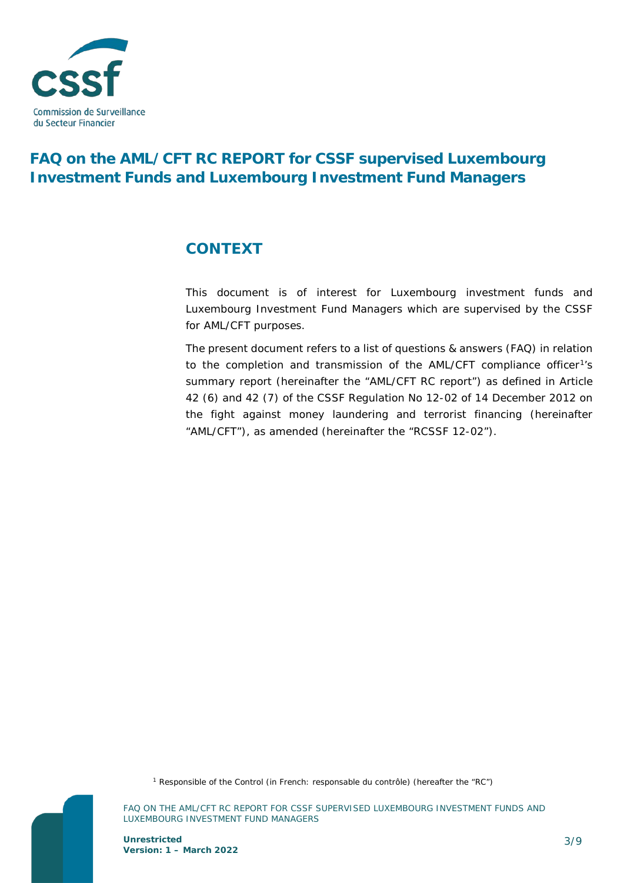# FAQ on the AML/CFT RC REPORT for CSSF supervised Luxembourg Investment Funds and Luxembourg Investment Fund Managers

## CONTEXT

This document is of interest for Luxembourg investment funds and Luxembourg Investment Fund Managers which are supervised by the CSSF for AML/CFT purposes.

The present document refers to a list of questions & answers (FAQ) in relation to the completion and transmission of the AML/CFT compliance officer[1]'s summary report (hereinafter the "AML/CFT RC report") as defined in Article 42 (6) and 42 (7) of the CSSF Regulation No 12-02 of 14 December 2012 on the fight against money laundering and terrorist financing (hereinafter "AML/CFT"), as amended (hereinafter the "RCSSF 12-02").

[1] Responsible of the Control (in French: responsable du contrôle) (hereafter the "RC")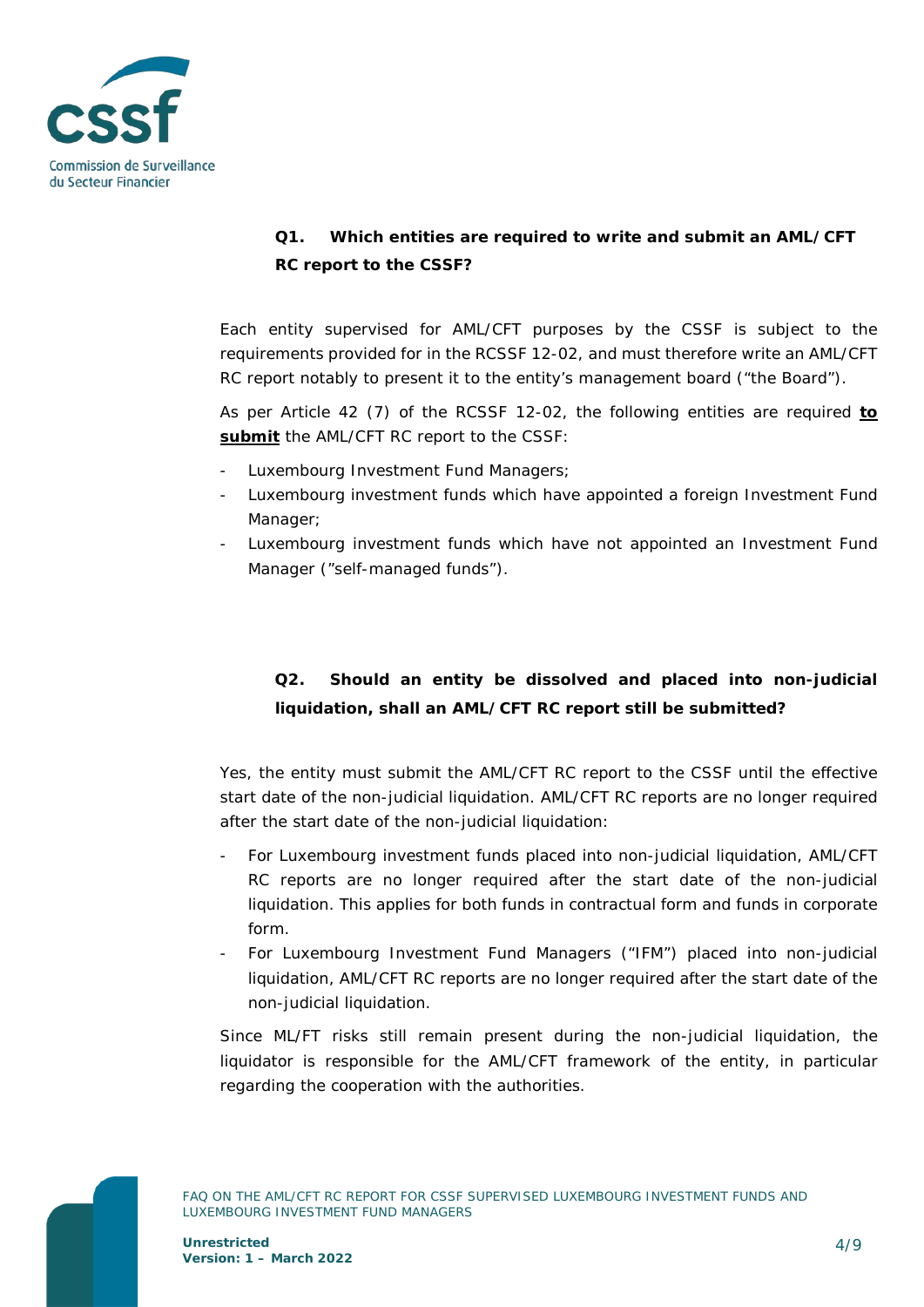### Q1. Which entities are required to write and submit an AML/CFT RC report to the CSSF?

Each entity supervised for AML/CFT purposes by the CSSF is subject to the requirements provided for in the RCSSF 12-02, and must therefore write an AML/CFT RC report notably to present it to the entity's management board ("the Board").

As per Article 42 (7) of the RCSSF 12-02, the following entities are required **to submit** the AML/CFT RC report to the CSSF:

- Luxembourg Investment Fund Managers;
- Luxembourg investment funds which have appointed a foreign Investment Fund Manager;
- Luxembourg investment funds which have not appointed an Investment Fund Manager ("self-managed funds").

### Q2. Should an entity be dissolved and placed into non-judicial liquidation, shall an AML/CFT RC report still be submitted?

Yes, the entity must submit the AML/CFT RC report to the CSSF until the effective start date of the non-judicial liquidation. AML/CFT RC reports are no longer required after the start date of the non-judicial liquidation:

- For Luxembourg investment funds placed into non-judicial liquidation, AML/CFT RC reports are no longer required after the start date of the non-judicial liquidation. This applies for both funds in contractual form and funds in corporate form.
- For Luxembourg Investment Fund Managers ("IFM") placed into non-judicial liquidation, AML/CFT RC reports are no longer required after the start date of the non-judicial liquidation.

Since ML/FT risks still remain present during the non-judicial liquidation, the liquidator is responsible for the AML/CFT framework of the entity, in particular regarding the cooperation with the authorities.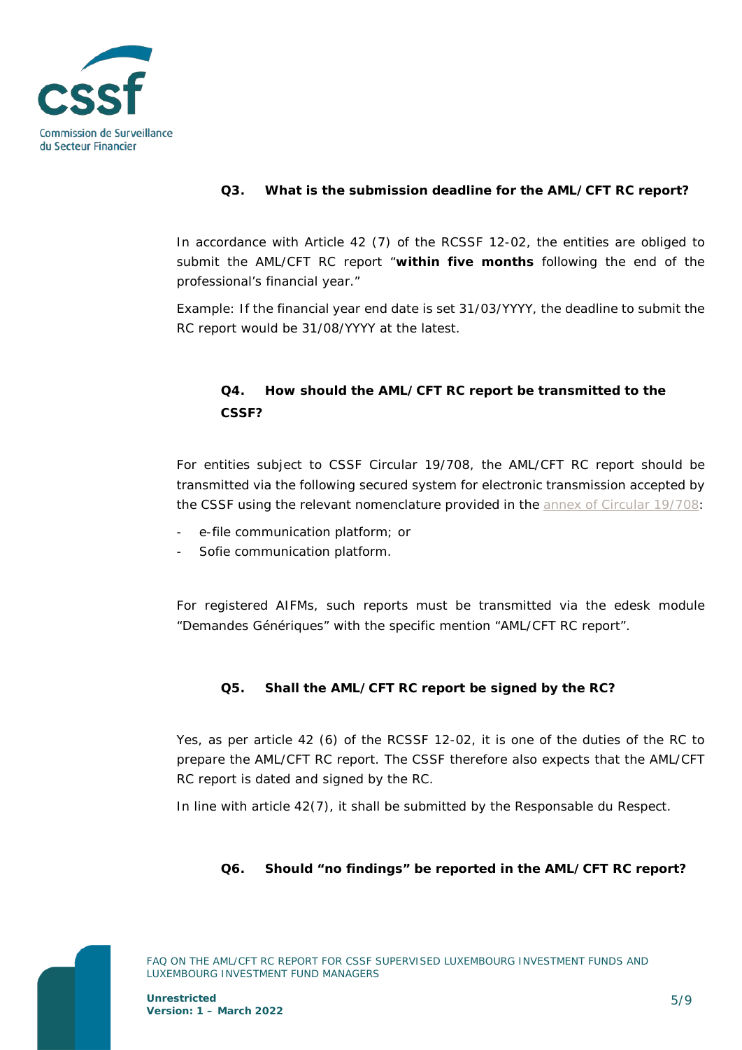### Q3. What is the submission deadline for the AML/CFT RC report?

In accordance with Article 42 (7) of the RCSSF 12-02, the entities are obliged to submit the AML/CFT RC report "**within five months** following the end of the professional's financial year."

Example: If the financial year end date is set 31/03/YYYY, the deadline to submit the RC report would be 31/08/YYYY at the latest.

### Q4. How should the AML/CFT RC report be transmitted to the CSSF?

For entities subject to CSSF Circular 19/708, the AML/CFT RC report should be transmitted via the following secured system for electronic transmission accepted by the CSSF using the relevant nomenclature provided in the annex of Circular 19/708:

- e-file communication platform; or
- Sofie communication platform.

For registered AIFMs, such reports must be transmitted via the edesk module "Demandes Génériques" with the specific mention "AML/CFT RC report".

### Q5. Shall the AML/CFT RC report be signed by the RC?

Yes, as per article 42 (6) of the RCSSF 12-02, it is one of the duties of the RC to prepare the AML/CFT RC report. The CSSF therefore also expects that the AML/CFT RC report is dated and signed by the RC.

In line with article 42(7), it shall be submitted by the Responsable du Respect.

### Q6. Should "no findings" be reported in the AML/CFT RC report?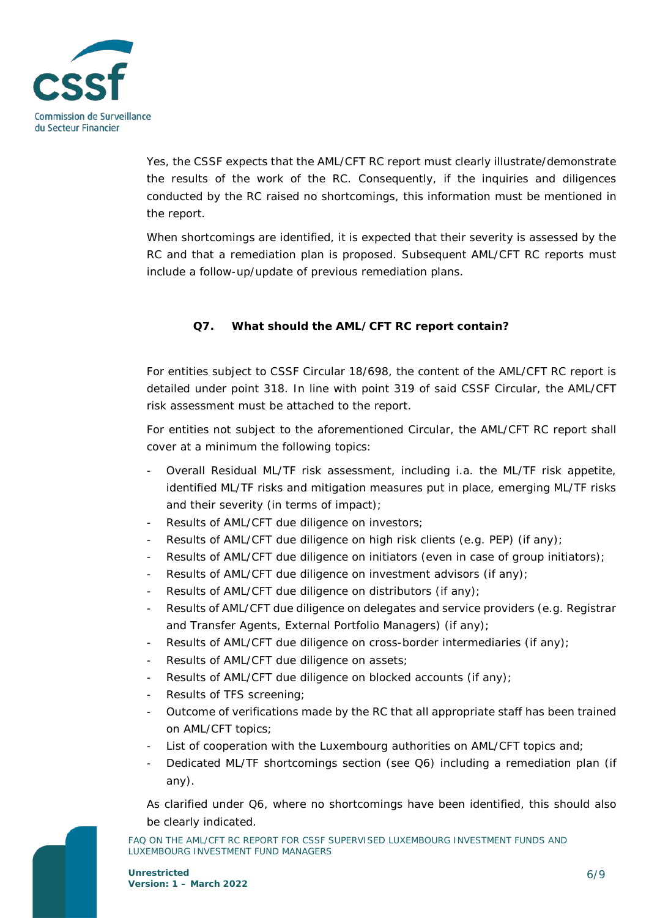Yes, the CSSF expects that the AML/CFT RC report must clearly illustrate/demonstrate the results of the work of the RC. Consequently, if the inquiries and diligences conducted by the RC raised no shortcomings, this information must be mentioned in the report.

When shortcomings are identified, it is expected that their severity is assessed by the RC and that a remediation plan is proposed. Subsequent AML/CFT RC reports must include a follow-up/update of previous remediation plans.

### Q7. What should the AML/CFT RC report contain?

For entities subject to CSSF Circular 18/698, the content of the AML/CFT RC report is detailed under point 318. In line with point 319 of said CSSF Circular, the AML/CFT risk assessment must be attached to the report.

For entities not subject to the aforementioned Circular, the AML/CFT RC report shall cover at a minimum the following topics:

- Overall Residual ML/TF risk assessment, including i.a. the ML/TF risk appetite, identified ML/TF risks and mitigation measures put in place, emerging ML/TF risks and their severity (in terms of impact);
- Results of AML/CFT due diligence on investors;
- Results of AML/CFT due diligence on high risk clients (e.g. PEP) (if any);
- Results of AML/CFT due diligence on initiators (even in case of group initiators);
- Results of AML/CFT due diligence on investment advisors (if any);
- Results of AML/CFT due diligence on distributors (if any);
- Results of AML/CFT due diligence on delegates and service providers (e.g. Registrar and Transfer Agents, External Portfolio Managers) (if any);
- Results of AML/CFT due diligence on cross-border intermediaries (if any);
- Results of AML/CFT due diligence on assets;
- Results of AML/CFT due diligence on blocked accounts (if any);
- Results of TFS screening;
- Outcome of verifications made by the RC that all appropriate staff has been trained on AML/CFT topics;
- List of cooperation with the Luxembourg authorities on AML/CFT topics and;
- Dedicated ML/TF shortcomings section (see Q6) including a remediation plan (if any).

As clarified under Q6, where no shortcomings have been identified, this should also be clearly indicated.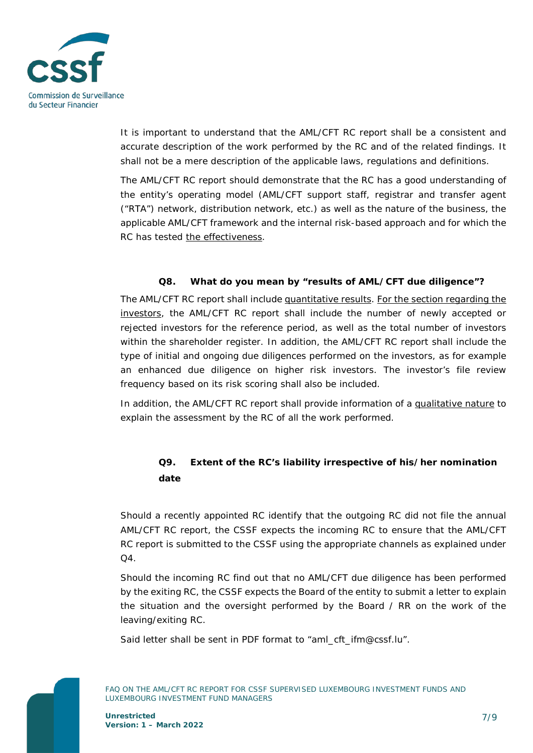It is important to understand that the AML/CFT RC report shall be a consistent and accurate description of the work performed by the RC and of the related findings. It shall not be a mere description of the applicable laws, regulations and definitions.

The AML/CFT RC report should demonstrate that the RC has a good understanding of the entity's operating model (AML/CFT support staff, registrar and transfer agent ("RTA") network, distribution network, etc.) as well as the nature of the business, the applicable AML/CFT framework and the internal risk-based approach and for which the RC has tested the effectiveness.

### Q8. What do you mean by "results of AML/CFT due diligence"?

The AML/CFT RC report shall include quantitative results. For the section regarding the investors, the AML/CFT RC report shall include the number of newly accepted or rejected investors for the reference period, as well as the total number of investors within the shareholder register. In addition, the AML/CFT RC report shall include the type of initial and ongoing due diligences performed on the investors, as for example an enhanced due diligence on higher risk investors. The investor's file review frequency based on its risk scoring shall also be included.

In addition, the AML/CFT RC report shall provide information of a qualitative nature to explain the assessment by the RC of all the work performed.

### Q9. Extent of the RC's liability irrespective of his/her nomination date

Should a recently appointed RC identify that the outgoing RC did not file the annual AML/CFT RC report, the CSSF expects the incoming RC to ensure that the AML/CFT RC report is submitted to the CSSF using the appropriate channels as explained under Q4.

Should the incoming RC find out that no AML/CFT due diligence has been performed by the exiting RC, the CSSF expects the Board of the entity to submit a letter to explain the situation and the oversight performed by the Board / RR on the work of the leaving/exiting RC.

Said letter shall be sent in PDF format to "aml_cft_ifm@cssf.lu".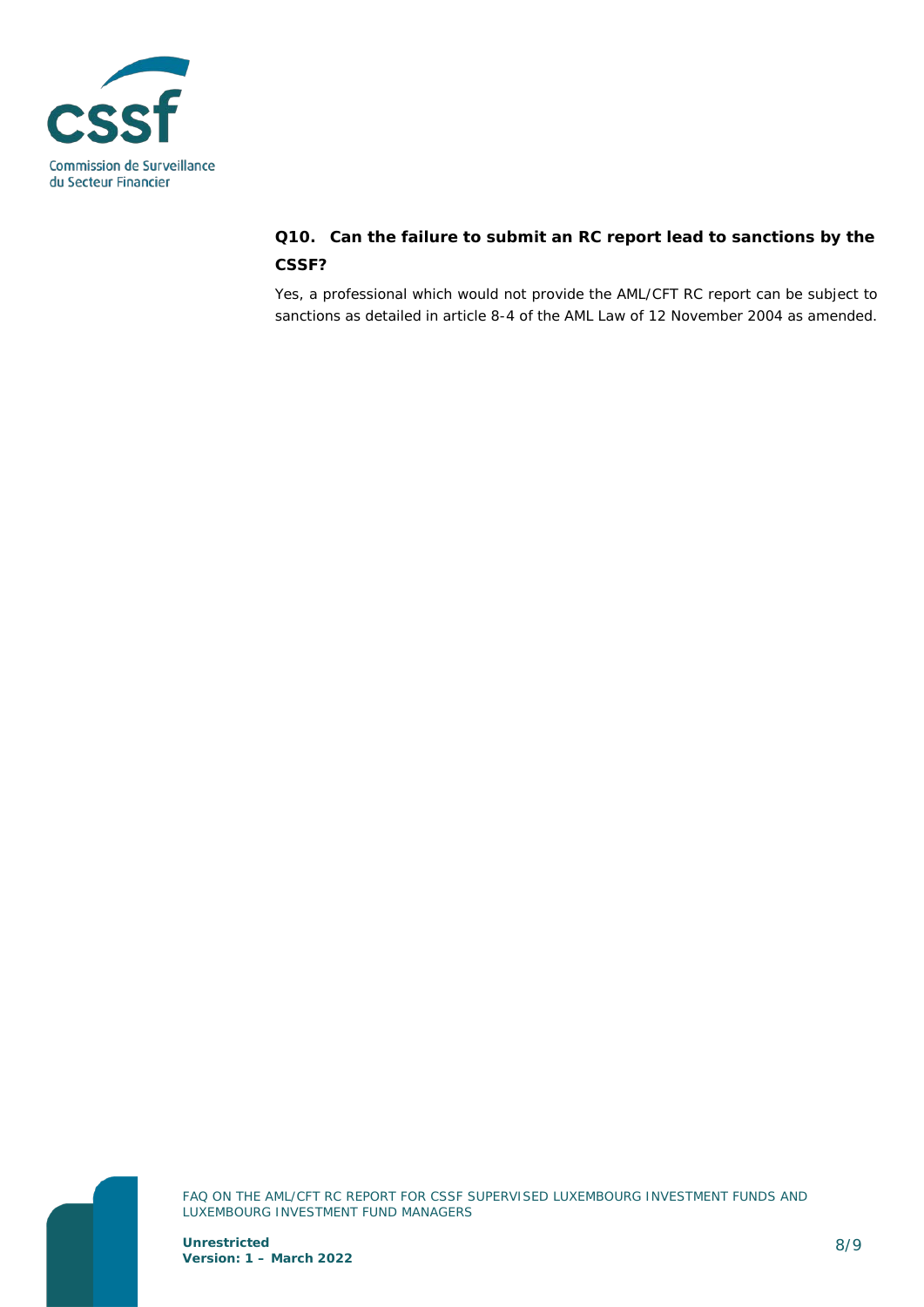### Q10. Can the failure to submit an RC report lead to sanctions by the CSSF?

Yes, a professional which would not provide the AML/CFT RC report can be subject to sanctions as detailed in article 8-4 of the AML Law of 12 November 2004 as amended.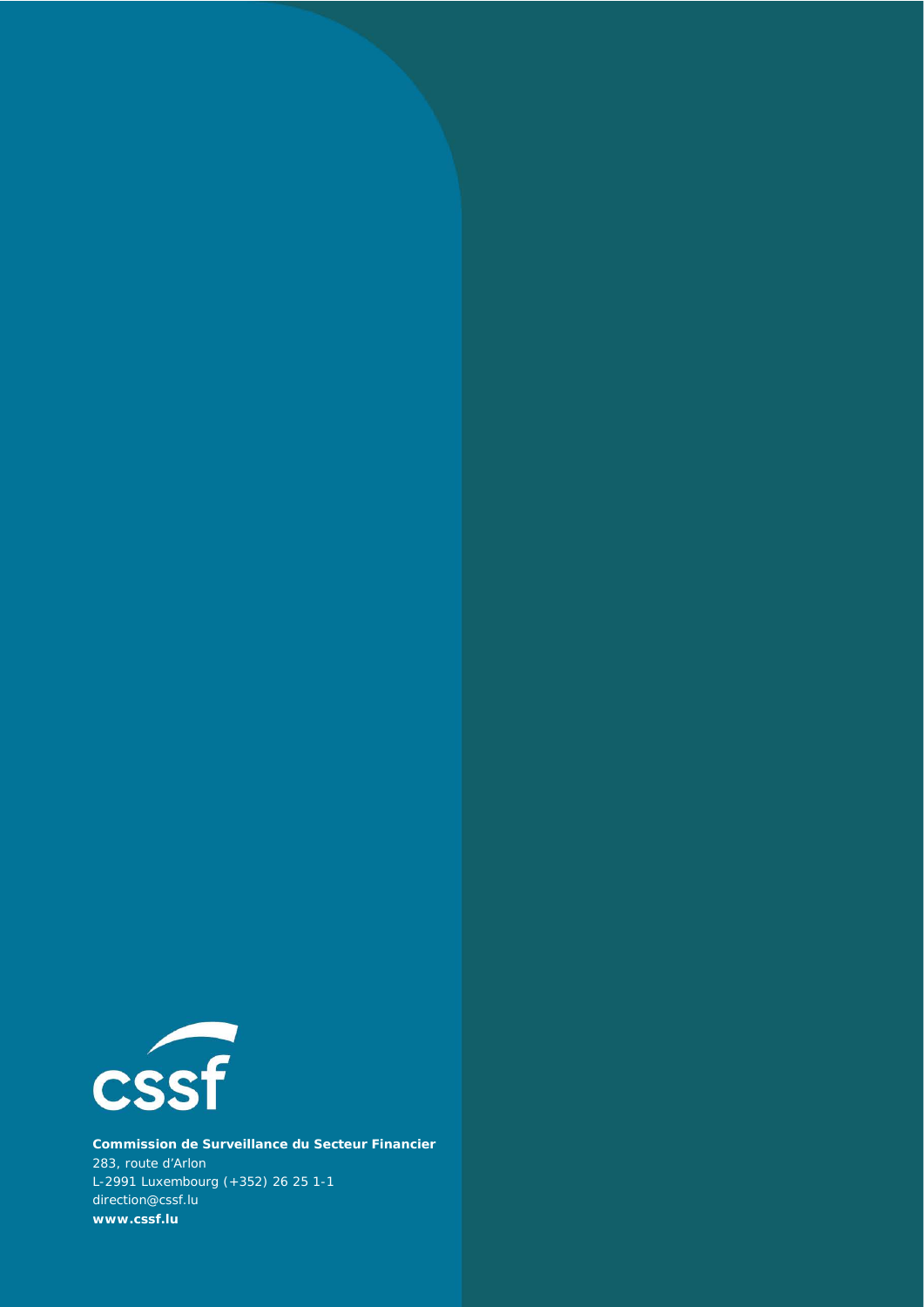**Commission de Surveillance du Secteur Financier**
283, route d'Arlon
L-2991 Luxembourg (+352) 26 25 1-1
direction@cssf.lu
**www.cssf.lu**